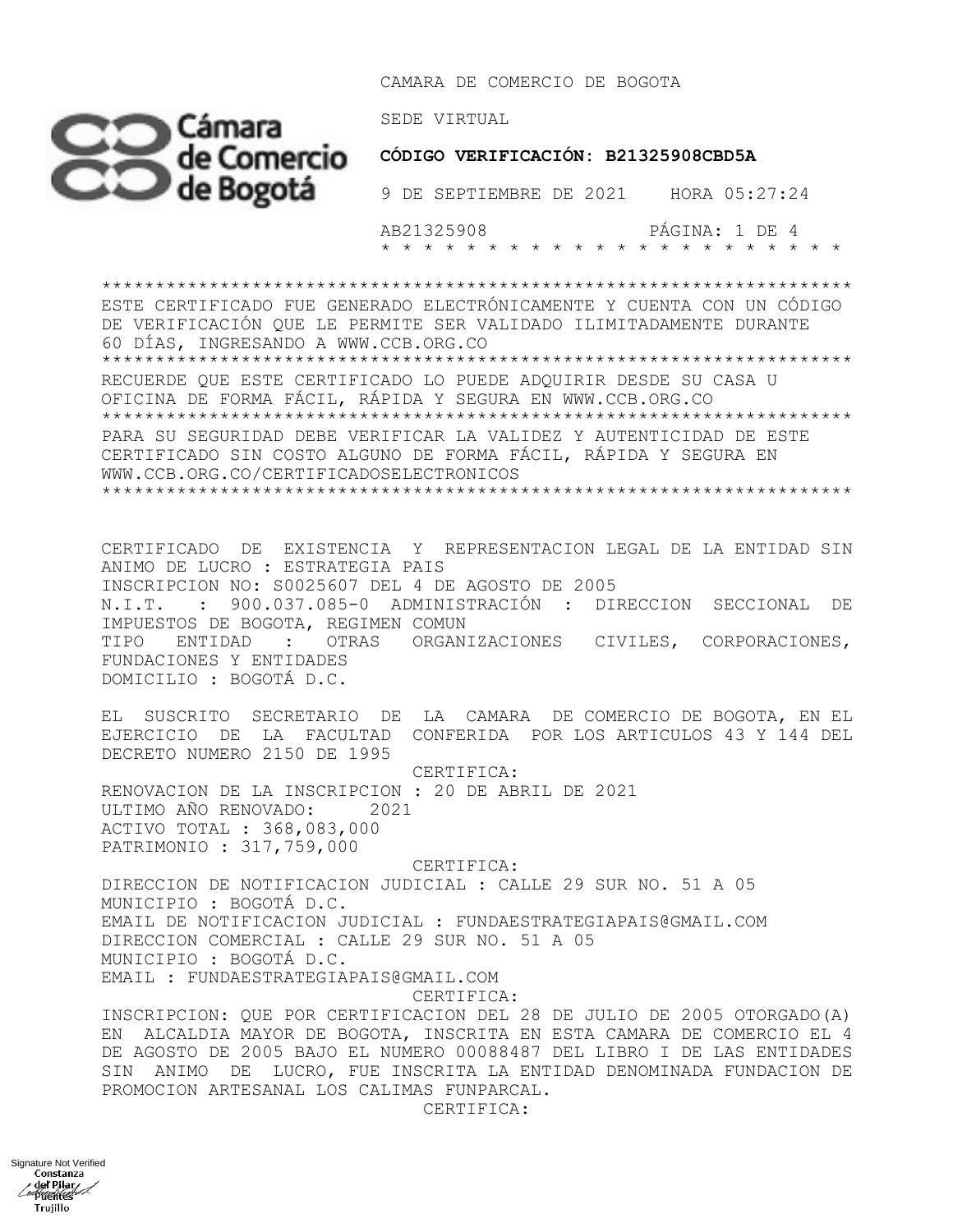CAMARA DE COMERCIO DE BOGOTA

SEDE VIRTUAL

**CÓDIGO VERIFICACIÓN: B21325908CBD5A**

9 DE SEPTIEMBRE DE 2021 HORA 05:27:24

AB21325908

* * * * * * * * * * * * * * * * * * * * * * * *

*******************************************************************

ESTE CERTIFICADO FUE GENERADO ELECTRÓNICAMENTE Y CUENTA CON UN CÓDIGO DE VERIFICACIÓN QUE LE PERMITE SER VALIDADO ILIMITADAMENTE DURANTE 60 DÍAS, INGRESANDO A WWW.CCB.ORG.CO

*******************************************************************

RECUERDE QUE ESTE CERTIFICADO LO PUEDE ADQUIRIR DESDE SU CASA U OFICINA DE FORMA FÁCIL, RÁPIDA Y SEGURA EN WWW.CCB.ORG.CO

*******************************************************************

PARA SU SEGURIDAD DEBE VERIFICAR LA VALIDEZ Y AUTENTICIDAD DE ESTE CERTIFICADO SIN COSTO ALGUNO DE FORMA FÁCIL, RÁPIDA Y SEGURA EN WWW.CCB.ORG.CO/CERTIFICADOSELECTRONICOS

*******************************************************************

CERTIFICADO DE EXISTENCIA Y REPRESENTACION LEGAL DE LA ENTIDAD SIN ANIMO DE LUCRO : ESTRATEGIA PAIS
INSCRIPCION NO: S0025607 DEL 4 DE AGOSTO DE 2005
N.I.T. : 900.037.085-0 ADMINISTRACIÓN : DIRECCION SECCIONAL DE IMPUESTOS DE BOGOTA, REGIMEN COMUN
TIPO ENTIDAD : OTRAS ORGANIZACIONES CIVILES, CORPORACIONES, FUNDACIONES Y ENTIDADES
DOMICILIO : BOGOTÁ D.C.

EL SUSCRITO SECRETARIO DE LA CAMARA DE COMERCIO DE BOGOTA, EN EL EJERCICIO DE LA FACULTAD CONFERIDA POR LOS ARTICULOS 43 Y 144 DEL DECRETO NUMERO 2150 DE 1995

CERTIFICA:

RENOVACION DE LA INSCRIPCION : 20 DE ABRIL DE 2021
ULTIMO AÑO RENOVADO: 2021
ACTIVO TOTAL : 368,083,000
PATRIMONIO : 317,759,000

CERTIFICA:

DIRECCION DE NOTIFICACION JUDICIAL : CALLE 29 SUR NO. 51 A 05
MUNICIPIO : BOGOTÁ D.C.
EMAIL DE NOTIFICACION JUDICIAL : FUNDAESTRATEGIAPAIS@GMAIL.COM
DIRECCION COMERCIAL : CALLE 29 SUR NO. 51 A 05
MUNICIPIO : BOGOTÁ D.C.
EMAIL : FUNDAESTRATEGIAPAIS@GMAIL.COM

CERTIFICA:

INSCRIPCION: QUE POR CERTIFICACION DEL 28 DE JULIO DE 2005 OTORGADO(A) EN ALCALDIA MAYOR DE BOGOTA, INSCRITA EN ESTA CAMARA DE COMERCIO EL 4 DE AGOSTO DE 2005 BAJO EL NUMERO 00088487 DEL LIBRO I DE LAS ENTIDADES SIN ANIMO DE LUCRO, FUE INSCRITA LA ENTIDAD DENOMINADA FUNDACION DE PROMOCION ARTESANAL LOS CALIMAS FUNPARCAL.

CERTIFICA:

Signature Not Verified
Constanza del Pilar Puentes Trujillo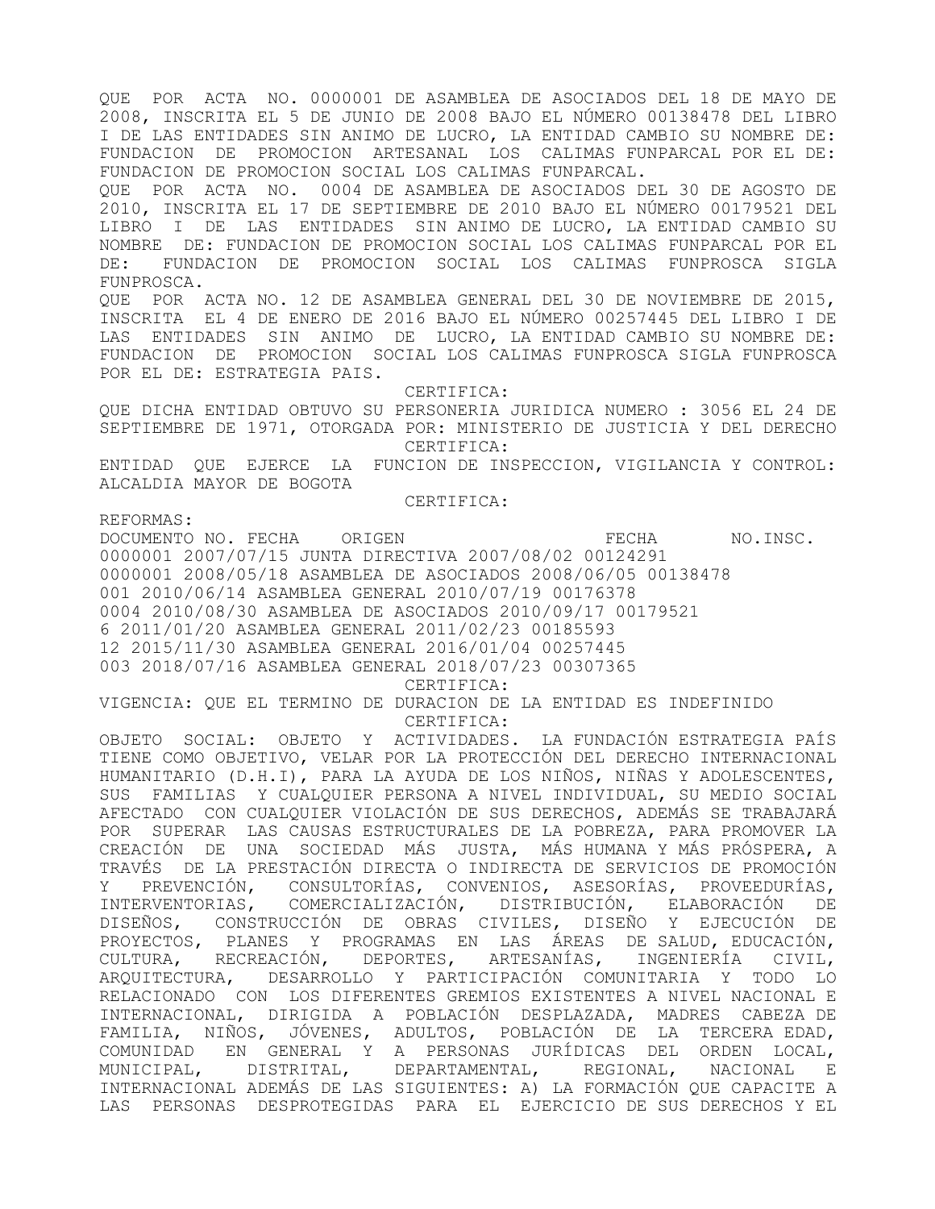QUE POR ACTA NO. 0000001 DE ASAMBLEA DE ASOCIADOS DEL 18 DE MAYO DE 2008, INSCRITA EL 5 DE JUNIO DE 2008 BAJO EL NÚMERO 00138478 DEL LIBRO I DE LAS ENTIDADES SIN ANIMO DE LUCRO, LA ENTIDAD CAMBIO SU NOMBRE DE: FUNDACION DE PROMOCION ARTESANAL LOS CALIMAS FUNPARCAL POR EL DE: FUNDACION DE PROMOCION SOCIAL LOS CALIMAS FUNPARCAL.

QUE POR ACTA NO. 0004 DE ASAMBLEA DE ASOCIADOS DEL 30 DE AGOSTO DE 2010, INSCRITA EL 17 DE SEPTIEMBRE DE 2010 BAJO EL NÚMERO 00179521 DEL LIBRO I DE LAS ENTIDADES SIN ANIMO DE LUCRO, LA ENTIDAD CAMBIO SU NOMBRE DE: FUNDACION DE PROMOCION SOCIAL LOS CALIMAS FUNPARCAL POR EL DE: FUNDACION DE PROMOCION SOCIAL LOS CALIMAS FUNPROSCA SIGLA FUNPROSCA.

QUE POR ACTA NO. 12 DE ASAMBLEA GENERAL DEL 30 DE NOVIEMBRE DE 2015, INSCRITA EL 4 DE ENERO DE 2016 BAJO EL NÚMERO 00257445 DEL LIBRO I DE LAS ENTIDADES SIN ANIMO DE LUCRO, LA ENTIDAD CAMBIO SU NOMBRE DE: FUNDACION DE PROMOCION SOCIAL LOS CALIMAS FUNPROSCA SIGLA FUNPROSCA POR EL DE: ESTRATEGIA PAIS.

CERTIFICA:

QUE DICHA ENTIDAD OBTUVO SU PERSONERIA JURIDICA NUMERO : 3056 EL 24 DE SEPTIEMBRE DE 1971, OTORGADA POR: MINISTERIO DE JUSTICIA Y DEL DERECHO

CERTIFICA:

ENTIDAD QUE EJERCE LA FUNCION DE INSPECCION, VIGILANCIA Y CONTROL: ALCALDIA MAYOR DE BOGOTA

CERTIFICA:

REFORMAS:

| DOCUMENTO NO. | FECHA | ORIGEN | FECHA | NO.INSC. |
|---|---|---|---|---|
| 0000001 | 2007/07/15 | JUNTA DIRECTIVA | 2007/08/02 | 00124291 |
| 0000001 | 2008/05/18 | ASAMBLEA DE ASOCIADOS | 2008/06/05 | 00138478 |
| 001 | 2010/06/14 | ASAMBLEA GENERAL | 2010/07/19 | 00176378 |
| 0004 | 2010/08/30 | ASAMBLEA DE ASOCIADOS | 2010/09/17 | 00179521 |
| 6 | 2011/01/20 | ASAMBLEA GENERAL | 2011/02/23 | 00185593 |
| 12 | 2015/11/30 | ASAMBLEA GENERAL | 2016/01/04 | 00257445 |
| 003 | 2018/07/16 | ASAMBLEA GENERAL | 2018/07/23 | 00307365 |

CERTIFICA:

VIGENCIA: QUE EL TERMINO DE DURACION DE LA ENTIDAD ES INDEFINIDO

CERTIFICA:

OBJETO SOCIAL: OBJETO Y ACTIVIDADES. LA FUNDACIÓN ESTRATEGIA PAÍS TIENE COMO OBJETIVO, VELAR POR LA PROTECCIÓN DEL DERECHO INTERNACIONAL HUMANITARIO (D.H.I), PARA LA AYUDA DE LOS NIÑOS, NIÑAS Y ADOLESCENTES, SUS FAMILIAS Y CUALQUIER PERSONA A NIVEL INDIVIDUAL, SU MEDIO SOCIAL AFECTADO CON CUALQUIER VIOLACIÓN DE SUS DERECHOS, ADEMÁS SE TRABAJARÁ POR SUPERAR LAS CAUSAS ESTRUCTURALES DE LA POBREZA, PARA PROMOVER LA CREACIÓN DE UNA SOCIEDAD MÁS JUSTA, MÁS HUMANA Y MÁS PRÓSPERA, A TRAVÉS DE LA PRESTACIÓN DIRECTA O INDIRECTA DE SERVICIOS DE PROMOCIÓN Y PREVENCIÓN, CONSULTORÍAS, CONVENIOS, ASESORÍAS, PROVEEDURÍAS, INTERVENTORIAS, COMERCIALIZACIÓN, DISTRIBUCIÓN, ELABORACIÓN DE DISEÑOS, CONSTRUCCIÓN DE OBRAS CIVILES, DISEÑO Y EJECUCIÓN DE PROYECTOS, PLANES Y PROGRAMAS EN LAS ÁREAS DE SALUD, EDUCACIÓN, CULTURA, RECREACIÓN, DEPORTES, ARTESANÍAS, INGENIERÍA CIVIL, ARQUITECTURA, DESARROLLO Y PARTICIPACIÓN COMUNITARIA Y TODO LO RELACIONADO CON LOS DIFERENTES GREMIOS EXISTENTES A NIVEL NACIONAL E INTERNACIONAL, DIRIGIDA A POBLACIÓN DESPLAZADA, MADRES CABEZA DE FAMILIA, NIÑOS, JÓVENES, ADULTOS, POBLACIÓN DE LA TERCERA EDAD, COMUNIDAD EN GENERAL Y A PERSONAS JURÍDICAS DEL ORDEN LOCAL, MUNICIPAL, DISTRITAL, DEPARTAMENTAL, REGIONAL, NACIONAL E INTERNACIONAL ADEMÁS DE LAS SIGUIENTES: A) LA FORMACIÓN QUE CAPACITE A LAS PERSONAS DESPROTEGIDAS PARA EL EJERCICIO DE SUS DERECHOS Y EL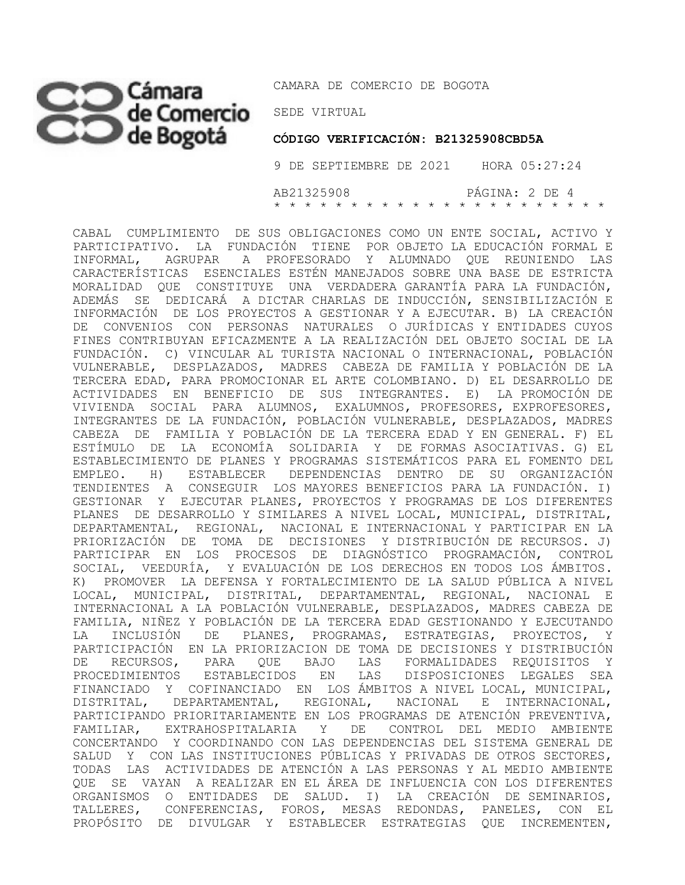CABAL CUMPLIMIENTO DE SUS OBLIGACIONES COMO UN ENTE SOCIAL, ACTIVO Y PARTICIPATIVO. LA FUNDACIÓN TIENE POR OBJETO LA EDUCACIÓN FORMAL E INFORMAL, AGRUPAR A PROFESORADO Y ALUMNADO QUE REUNIENDO LAS CARACTERÍSTICAS ESENCIALES ESTÉN MANEJADOS SOBRE UNA BASE DE ESTRICTA MORALIDAD QUE CONSTITUYE UNA VERDADERA GARANTÍA PARA LA FUNDACIÓN, ADEMÁS SE DEDICARÁ A DICTAR CHARLAS DE INDUCCIÓN, SENSIBILIZACIÓN E INFORMACIÓN DE LOS PROYECTOS A GESTIONAR Y A EJECUTAR. B) LA CREACIÓN DE CONVENIOS CON PERSONAS NATURALES O JURÍDICAS Y ENTIDADES CUYOS FINES CONTRIBUYAN EFICAZMENTE A LA REALIZACIÓN DEL OBJETO SOCIAL DE LA FUNDACIÓN. C) VINCULAR AL TURISTA NACIONAL O INTERNACIONAL, POBLACIÓN VULNERABLE, DESPLAZADOS, MADRES CABEZA DE FAMILIA Y POBLACIÓN DE LA TERCERA EDAD, PARA PROMOCIONAR EL ARTE COLOMBIANO. D) EL DESARROLLO DE ACTIVIDADES EN BENEFICIO DE SUS INTEGRANTES. E) LA PROMOCIÓN DE VIVIENDA SOCIAL PARA ALUMNOS, EXALUMNOS, PROFESORES, EXPROFESORES, INTEGRANTES DE LA FUNDACIÓN, POBLACIÓN VULNERABLE, DESPLAZADOS, MADRES CABEZA DE FAMILIA Y POBLACIÓN DE LA TERCERA EDAD Y EN GENERAL. F) EL ESTÍMULO DE LA ECONOMÍA SOLIDARIA Y DE FORMAS ASOCIATIVAS. G) EL ESTABLECIMIENTO DE PLANES Y PROGRAMAS SISTEMÁTICOS PARA EL FOMENTO DEL EMPLEO. H) ESTABLECER DEPENDENCIAS DENTRO DE SU ORGANIZACIÓN TENDIENTES A CONSEGUIR LOS MAYORES BENEFICIOS PARA LA FUNDACIÓN. I) GESTIONAR Y EJECUTAR PLANES, PROYECTOS Y PROGRAMAS DE LOS DIFERENTES PLANES DE DESARROLLO Y SIMILARES A NIVEL LOCAL, MUNICIPAL, DISTRITAL, DEPARTAMENTAL, REGIONAL, NACIONAL E INTERNACIONAL Y PARTICIPAR EN LA PRIORIZACIÓN DE TOMA DE DECISIONES Y DISTRIBUCIÓN DE RECURSOS. J) PARTICIPAR EN LOS PROCESOS DE DIAGNÓSTICO PROGRAMACIÓN, CONTROL SOCIAL, VEEDURÍA, Y EVALUACIÓN DE LOS DERECHOS EN TODOS LOS ÁMBITOS. K) PROMOVER LA DEFENSA Y FORTALECIMIENTO DE LA SALUD PÚBLICA A NIVEL LOCAL, MUNICIPAL, DISTRITAL, DEPARTAMENTAL, REGIONAL, NACIONAL E INTERNACIONAL A LA POBLACIÓN VULNERABLE, DESPLAZADOS, MADRES CABEZA DE FAMILIA, NIÑEZ Y POBLACIÓN DE LA TERCERA EDAD GESTIONANDO Y EJECUTANDO LA INCLUSIÓN DE PLANES, PROGRAMAS, ESTRATEGIAS, PROYECTOS, Y PARTICIPACIÓN EN LA PRIORIZACION DE TOMA DE DECISIONES Y DISTRIBUCIÓN DE RECURSOS, PARA QUE BAJO LAS FORMALIDADES REQUISITOS Y PROCEDIMIENTOS ESTABLECIDOS EN LAS DISPOSICIONES LEGALES SEA FINANCIADO Y COFINANCIADO EN LOS ÁMBITOS A NIVEL LOCAL, MUNICIPAL, DISTRITAL, DEPARTAMENTAL, REGIONAL, NACIONAL E INTERNACIONAL, PARTICIPANDO PRIORITARIAMENTE EN LOS PROGRAMAS DE ATENCIÓN PREVENTIVA, FAMILIAR, EXTRAHOSPITALARIA Y DE CONTROL DEL MEDIO AMBIENTE CONCERTANDO Y COORDINANDO CON LAS DEPENDENCIAS DEL SISTEMA GENERAL DE SALUD Y CON LAS INSTITUCIONES PÚBLICAS Y PRIVADAS DE OTROS SECTORES, TODAS LAS ACTIVIDADES DE ATENCIÓN A LAS PERSONAS Y AL MEDIO AMBIENTE QUE SE VAYAN A REALIZAR EN EL ÁREA DE INFLUENCIA CON LOS DIFERENTES ORGANISMOS O ENTIDADES DE SALUD. I) LA CREACIÓN DE SEMINARIOS, TALLERES, CONFERENCIAS, FOROS, MESAS REDONDAS, PANELES, CON EL PROPÓSITO DE DIVULGAR Y ESTABLECER ESTRATEGIAS QUE INCREMENTEN,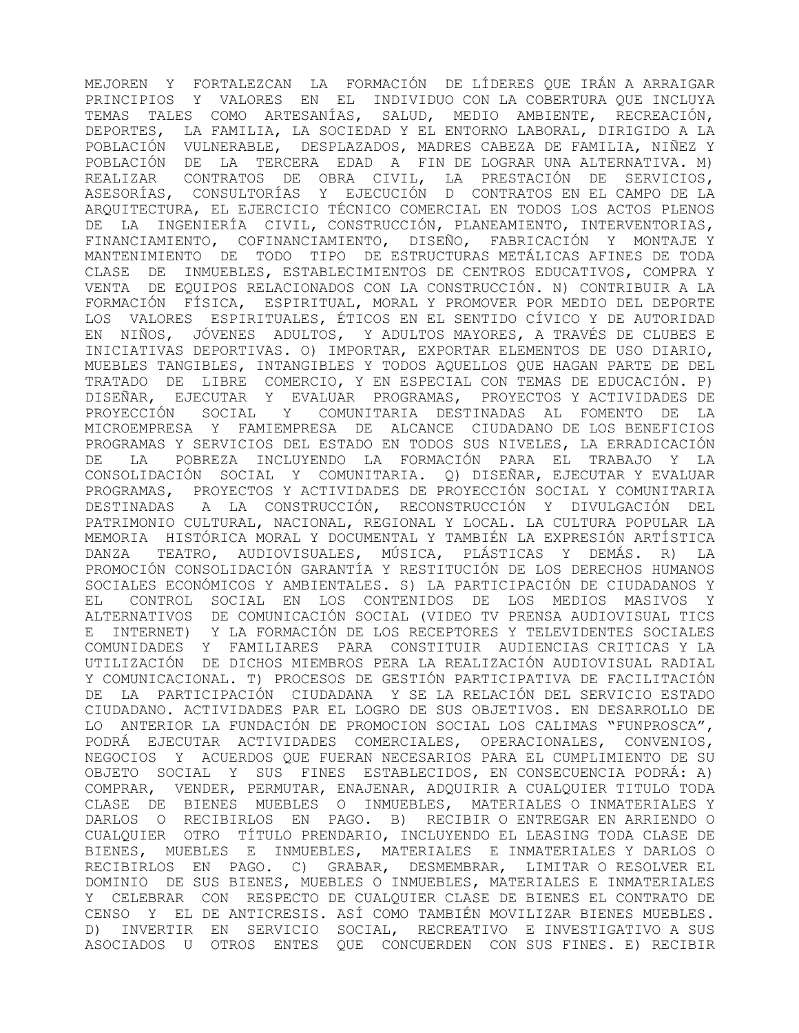MEJOREN Y FORTALEZCAN LA FORMACIÓN DE LÍDERES QUE IRÁN A ARRAIGAR PRINCIPIOS Y VALORES EN EL INDIVIDUO CON LA COBERTURA QUE INCLUYA TEMAS TALES COMO ARTESANÍAS, SALUD, MEDIO AMBIENTE, RECREACIÓN, DEPORTES, LA FAMILIA, LA SOCIEDAD Y EL ENTORNO LABORAL, DIRIGIDO A LA POBLACIÓN VULNERABLE, DESPLAZADOS, MADRES CABEZA DE FAMILIA, NIÑEZ Y POBLACIÓN DE LA TERCERA EDAD A FIN DE LOGRAR UNA ALTERNATIVA. M) REALIZAR CONTRATOS DE OBRA CIVIL, LA PRESTACIÓN DE SERVICIOS, ASESORÍAS, CONSULTORÍAS Y EJECUCIÓN D CONTRATOS EN EL CAMPO DE LA ARQUITECTURA, EL EJERCICIO TÉCNICO COMERCIAL EN TODOS LOS ACTOS PLENOS DE LA INGENIERÍA CIVIL, CONSTRUCCIÓN, PLANEAMIENTO, INTERVENTORIAS, FINANCIAMIENTO, COFINANCIAMIENTO, DISEÑO, FABRICACIÓN Y MONTAJE Y MANTENIMIENTO DE TODO TIPO DE ESTRUCTURAS METÁLICAS AFINES DE TODA CLASE DE INMUEBLES, ESTABLECIMIENTOS DE CENTROS EDUCATIVOS, COMPRA Y VENTA DE EQUIPOS RELACIONADOS CON LA CONSTRUCCIÓN. N) CONTRIBUIR A LA FORMACIÓN FÍSICA, ESPIRITUAL, MORAL Y PROMOVER POR MEDIO DEL DEPORTE LOS VALORES ESPIRITUALES, ÉTICOS EN EL SENTIDO CÍVICO Y DE AUTORIDAD EN NIÑOS, JÓVENES ADULTOS, Y ADULTOS MAYORES, A TRAVÉS DE CLUBES E INICIATIVAS DEPORTIVAS. O) IMPORTAR, EXPORTAR ELEMENTOS DE USO DIARIO, MUEBLES TANGIBLES, INTANGIBLES Y TODOS AQUELLOS QUE HAGAN PARTE DE DEL TRATADO DE LIBRE COMERCIO, Y EN ESPECIAL CON TEMAS DE EDUCACIÓN. P) DISEÑAR, EJECUTAR Y EVALUAR PROGRAMAS, PROYECTOS Y ACTIVIDADES DE PROYECCIÓN SOCIAL Y COMUNITARIA DESTINADAS AL FOMENTO DE LA MICROEMPRESA Y FAMIEMPRESA DE ALCANCE CIUDADANO DE LOS BENEFICIOS PROGRAMAS Y SERVICIOS DEL ESTADO EN TODOS SUS NIVELES, LA ERRADICACIÓN DE LA POBREZA INCLUYENDO LA FORMACIÓN PARA EL TRABAJO Y LA CONSOLIDACIÓN SOCIAL Y COMUNITARIA. Q) DISEÑAR, EJECUTAR Y EVALUAR PROGRAMAS, PROYECTOS Y ACTIVIDADES DE PROYECCIÓN SOCIAL Y COMUNITARIA DESTINADAS A LA CONSTRUCCIÓN, RECONSTRUCCIÓN Y DIVULGACIÓN DEL PATRIMONIO CULTURAL, NACIONAL, REGIONAL Y LOCAL. LA CULTURA POPULAR LA MEMORIA HISTÓRICA MORAL Y DOCUMENTAL Y TAMBIÉN LA EXPRESIÓN ARTÍSTICA DANZA TEATRO, AUDIOVISUALES, MÚSICA, PLÁSTICAS Y DEMÁS. R) LA PROMOCIÓN CONSOLIDACIÓN GARANTÍA Y RESTITUCIÓN DE LOS DERECHOS HUMANOS SOCIALES ECONÓMICOS Y AMBIENTALES. S) LA PARTICIPACIÓN DE CIUDADANOS Y EL CONTROL SOCIAL EN LOS CONTENIDOS DE LOS MEDIOS MASIVOS Y ALTERNATIVOS DE COMUNICACIÓN SOCIAL (VIDEO TV PRENSA AUDIOVISUAL TICS E INTERNET) Y LA FORMACIÓN DE LOS RECEPTORES Y TELEVIDENTES SOCIALES COMUNIDADES Y FAMILIARES PARA CONSTITUIR AUDIENCIAS CRITICAS Y LA UTILIZACIÓN DE DICHOS MIEMBROS PERA LA REALIZACIÓN AUDIOVISUAL RADIAL Y COMUNICACIONAL. T) PROCESOS DE GESTIÓN PARTICIPATIVA DE FACILITACIÓN DE LA PARTICIPACIÓN CIUDADANA Y SE LA RELACIÓN DEL SERVICIO ESTADO CIUDADANO. ACTIVIDADES PAR EL LOGRO DE SUS OBJETIVOS. EN DESARROLLO DE LO ANTERIOR LA FUNDACIÓN DE PROMOCION SOCIAL LOS CALIMAS "FUNPROSCA", PODRÁ EJECUTAR ACTIVIDADES COMERCIALES, OPERACIONALES, CONVENIOS, NEGOCIOS Y ACUERDOS QUE FUERAN NECESARIOS PARA EL CUMPLIMIENTO DE SU OBJETO SOCIAL Y SUS FINES ESTABLECIDOS, EN CONSECUENCIA PODRÁ: A) COMPRAR, VENDER, PERMUTAR, ENAJENAR, ADQUIRIR A CUALQUIER TITULO TODA CLASE DE BIENES MUEBLES O INMUEBLES, MATERIALES O INMATERIALES Y DARLOS O RECIBIRLOS EN PAGO. B) RECIBIR O ENTREGAR EN ARRIENDO O CUALQUIER OTRO TÍTULO PRENDARIO, INCLUYENDO EL LEASING TODA CLASE DE BIENES, MUEBLES E INMUEBLES, MATERIALES E INMATERIALES Y DARLOS O RECIBIRLOS EN PAGO. C) GRABAR, DESMEMBRAR, LIMITAR O RESOLVER EL DOMINIO DE SUS BIENES, MUEBLES O INMUEBLES, MATERIALES E INMATERIALES Y CELEBRAR CON RESPECTO DE CUALQUIER CLASE DE BIENES EL CONTRATO DE CENSO Y EL DE ANTICRESIS. ASÍ COMO TAMBIÉN MOVILIZAR BIENES MUEBLES. D) INVERTIR EN SERVICIO SOCIAL, RECREATIVO E INVESTIGATIVO A SUS ASOCIADOS U OTROS ENTES QUE CONCUERDEN CON SUS FINES. E) RECIBIR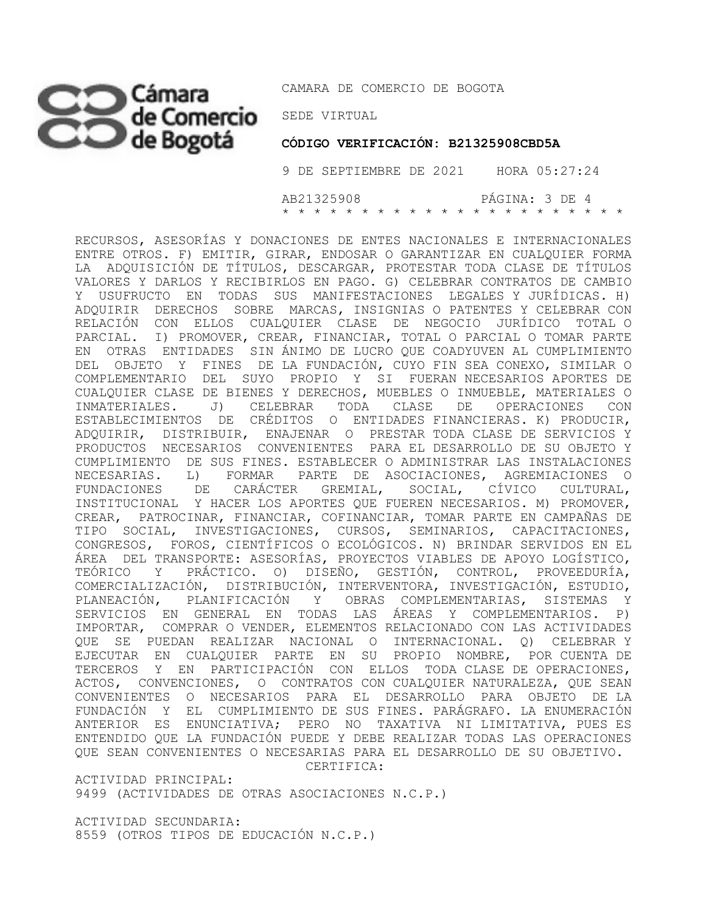RECURSOS, ASESORÍAS Y DONACIONES DE ENTES NACIONALES E INTERNACIONALES ENTRE OTROS. F) EMITIR, GIRAR, ENDOSAR O GARANTIZAR EN CUALQUIER FORMA LA ADQUISICIÓN DE TÍTULOS, DESCARGAR, PROTESTAR TODA CLASE DE TÍTULOS VALORES Y DARLOS Y RECIBIRLOS EN PAGO. G) CELEBRAR CONTRATOS DE CAMBIO Y USUFRUCTO EN TODAS SUS MANIFESTACIONES LEGALES Y JURÍDICAS. H) ADQUIRIR DERECHOS SOBRE MARCAS, INSIGNIAS O PATENTES Y CELEBRAR CON RELACIÓN CON ELLOS CUALQUIER CLASE DE NEGOCIO JURÍDICO TOTAL O PARCIAL. I) PROMOVER, CREAR, FINANCIAR, TOTAL O PARCIAL O TOMAR PARTE EN OTRAS ENTIDADES SIN ÁNIMO DE LUCRO QUE COADYUVEN AL CUMPLIMIENTO DEL OBJETO Y FINES DE LA FUNDACIÓN, CUYO FIN SEA CONEXO, SIMILAR O COMPLEMENTARIO DEL SUYO PROPIO Y SI FUERAN NECESARIOS APORTES DE CUALQUIER CLASE DE BIENES Y DERECHOS, MUEBLES O INMUEBLE, MATERIALES O INMATERIALES. J) CELEBRAR TODA CLASE DE OPERACIONES CON ESTABLECIMIENTOS DE CRÉDITOS O ENTIDADES FINANCIERAS. K) PRODUCIR, ADQUIRIR, DISTRIBUIR, ENAJENAR O PRESTAR TODA CLASE DE SERVICIOS Y PRODUCTOS NECESARIOS CONVENIENTES PARA EL DESARROLLO DE SU OBJETO Y CUMPLIMIENTO DE SUS FINES. ESTABLECER O ADMINISTRAR LAS INSTALACIONES NECESARIAS. L) FORMAR PARTE DE ASOCIACIONES, AGREMIACIONES O FUNDACIONES DE CARÁCTER GREMIAL, SOCIAL, CÍVICO CULTURAL, INSTITUCIONAL Y HACER LOS APORTES QUE FUEREN NECESARIOS. M) PROMOVER, CREAR, PATROCINAR, FINANCIAR, COFINANCIAR, TOMAR PARTE EN CAMPAÑAS DE TIPO SOCIAL, INVESTIGACIONES, CURSOS, SEMINARIOS, CAPACITACIONES, CONGRESOS, FOROS, CIENTÍFICOS O ECOLÓGICOS. N) BRINDAR SERVIDOS EN EL ÁREA DEL TRANSPORTE: ASESORÍAS, PROYECTOS VIABLES DE APOYO LOGÍSTICO, TEÓRICO Y PRÁCTICO. O) DISEÑO, GESTIÓN, CONTROL, PROVEEDURÍA, COMERCIALIZACIÓN, DISTRIBUCIÓN, INTERVENTORA, INVESTIGACIÓN, ESTUDIO, PLANEACIÓN, PLANIFICACIÓN Y OBRAS COMPLEMENTARIAS, SISTEMAS Y SERVICIOS EN GENERAL EN TODAS LAS ÁREAS Y COMPLEMENTARIOS. P) IMPORTAR, COMPRAR O VENDER, ELEMENTOS RELACIONADO CON LAS ACTIVIDADES QUE SE PUEDAN REALIZAR NACIONAL O INTERNACIONAL. Q) CELEBRAR Y EJECUTAR EN CUALQUIER PARTE EN SU PROPIO NOMBRE, POR CUENTA DE TERCEROS Y EN PARTICIPACIÓN CON ELLOS TODA CLASE DE OPERACIONES, ACTOS, CONVENCIONES, O CONTRATOS CON CUALQUIER NATURALEZA, QUE SEAN CONVENIENTES O NECESARIOS PARA EL DESARROLLO PARA OBJETO DE LA FUNDACIÓN Y EL CUMPLIMIENTO DE SUS FINES. PARÁGRAFO. LA ENUMERACIÓN ANTERIOR ES ENUNCIATIVA; PERO NO TAXATIVA NI LIMITATIVA, PUES ES ENTENDIDO QUE LA FUNDACIÓN PUEDE Y DEBE REALIZAR TODAS LAS OPERACIONES QUE SEAN CONVENIENTES O NECESARIAS PARA EL DESARROLLO DE SU OBJETIVO.

CERTIFICA:

ACTIVIDAD PRINCIPAL:
9499 (ACTIVIDADES DE OTRAS ASOCIACIONES N.C.P.)

ACTIVIDAD SECUNDARIA:
8559 (OTROS TIPOS DE EDUCACIÓN N.C.P.)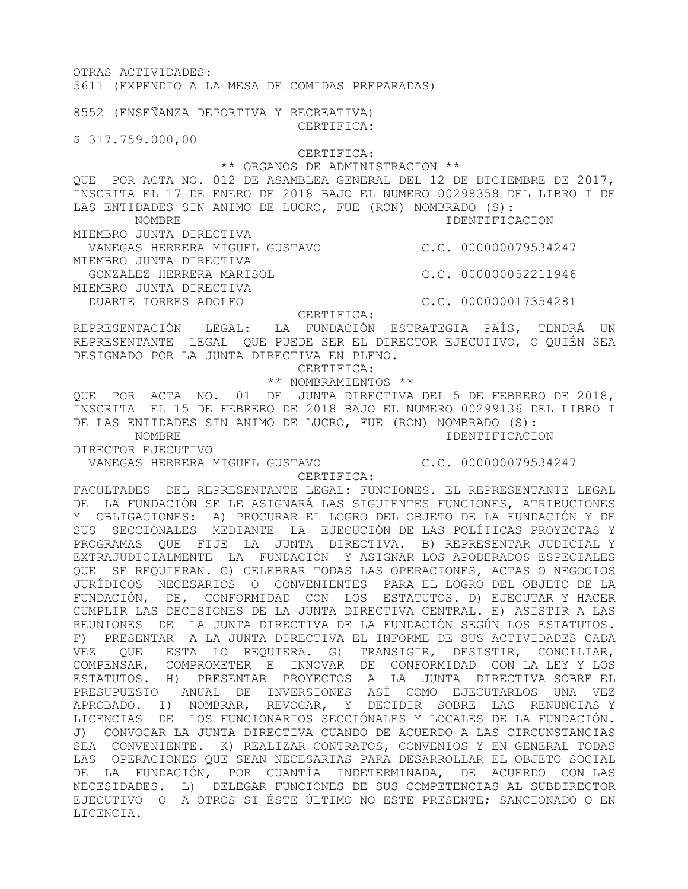OTRAS ACTIVIDADES:
5611 (EXPENDIO A LA MESA DE COMIDAS PREPARADAS)

8552 (ENSEÑANZA DEPORTIVA Y RECREATIVA)

CERTIFICA:

$ 317.759.000,00

CERTIFICA:

** ORGANOS DE ADMINISTRACION **

QUE POR ACTA NO. 012 DE ASAMBLEA GENERAL DEL 12 DE DICIEMBRE DE 2017, INSCRITA EL 17 DE ENERO DE 2018 BAJO EL NUMERO 00298358 DEL LIBRO I DE LAS ENTIDADES SIN ANIMO DE LUCRO, FUE (RON) NOMBRADO (S):

| NOMBRE | IDENTIFICACION |
|---|---|
| MIEMBRO JUNTA DIRECTIVA | |
| VANEGAS HERRERA MIGUEL GUSTAVO | C.C. 000000079534247 |
| MIEMBRO JUNTA DIRECTIVA | |
| GONZALEZ HERRERA MARISOL | C.C. 000000052211946 |
| MIEMBRO JUNTA DIRECTIVA | |
| DUARTE TORRES ADOLFO | C.C. 000000017354281 |

CERTIFICA:

REPRESENTACIÓN LEGAL: LA FUNDACIÓN ESTRATEGIA PAÍS, TENDRÁ UN REPRESENTANTE LEGAL QUE PUEDE SER EL DIRECTOR EJECUTIVO, O QUIÉN SEA DESIGNADO POR LA JUNTA DIRECTIVA EN PLENO.

CERTIFICA:

** NOMBRAMIENTOS **

QUE POR ACTA NO. 01 DE JUNTA DIRECTIVA DEL 5 DE FEBRERO DE 2018, INSCRITA EL 15 DE FEBRERO DE 2018 BAJO EL NUMERO 00299136 DEL LIBRO I DE LAS ENTIDADES SIN ANIMO DE LUCRO, FUE (RON) NOMBRADO (S):

| NOMBRE | IDENTIFICACION |
|---|---|
| DIRECTOR EJECUTIVO | |
| VANEGAS HERRERA MIGUEL GUSTAVO | C.C. 000000079534247 |

CERTIFICA:

FACULTADES DEL REPRESENTANTE LEGAL: FUNCIONES. EL REPRESENTANTE LEGAL DE LA FUNDACIÓN SE LE ASIGNARÁ LAS SIGUIENTES FUNCIONES, ATRIBUCIONES Y OBLIGACIONES: A) PROCURAR EL LOGRO DEL OBJETO DE LA FUNDACIÓN Y DE SUS SECCIÓNALES MEDIANTE LA EJECUCIÓN DE LAS POLÍTICAS PROYECTAS Y PROGRAMAS QUE FIJE LA JUNTA DIRECTIVA. B) REPRESENTAR JUDICIAL Y EXTRAJUDICIALMENTE LA FUNDACIÓN Y ASIGNAR LOS APODERADOS ESPECIALES QUE SE REQUIERAN. C) CELEBRAR TODAS LAS OPERACIONES, ACTAS O NEGOCIOS JURÍDICOS NECESARIOS O CONVENIENTES PARA EL LOGRO DEL OBJETO DE LA FUNDACIÓN, DE, CONFORMIDAD CON LOS ESTATUTOS. D) EJECUTAR Y HACER CUMPLIR LAS DECISIONES DE LA JUNTA DIRECTIVA CENTRAL. E) ASISTIR A LAS REUNIONES DE LA JUNTA DIRECTIVA DE LA FUNDACIÓN SEGÚN LOS ESTATUTOS. F) PRESENTAR A LA JUNTA DIRECTIVA EL INFORME DE SUS ACTIVIDADES CADA VEZ QUE ESTA LO REQUIERA. G) TRANSIGIR, DESISTIR, CONCILIAR, COMPENSAR, COMPROMETER E INNOVAR DE CONFORMIDAD CON LA LEY Y LOS ESTATUTOS. H) PRESENTAR PROYECTOS A LA JUNTA DIRECTIVA SOBRE EL PRESUPUESTO ANUAL DE INVERSIONES ASÍ COMO EJECUTARLOS UNA VEZ APROBADO. I) NOMBRAR, REVOCAR, Y DECIDIR SOBRE LAS RENUNCIAS Y LICENCIAS DE LOS FUNCIONARIOS SECCIÓNALES Y LOCALES DE LA FUNDACIÓN. J) CONVOCAR LA JUNTA DIRECTIVA CUANDO DE ACUERDO A LAS CIRCUNSTANCIAS SEA CONVENIENTE. K) REALIZAR CONTRATOS, CONVENIOS Y EN GENERAL TODAS LAS OPERACIONES QUE SEAN NECESARIAS PARA DESARROLLAR EL OBJETO SOCIAL DE LA FUNDACIÓN, POR CUANTÍA INDETERMINADA, DE ACUERDO CON LAS NECESIDADES. L) DELEGAR FUNCIONES DE SUS COMPETENCIAS AL SUBDIRECTOR EJECUTIVO O A OTROS SI ÉSTE ÚLTIMO NO ESTE PRESENTE; SANCIONADO O EN LICENCIA.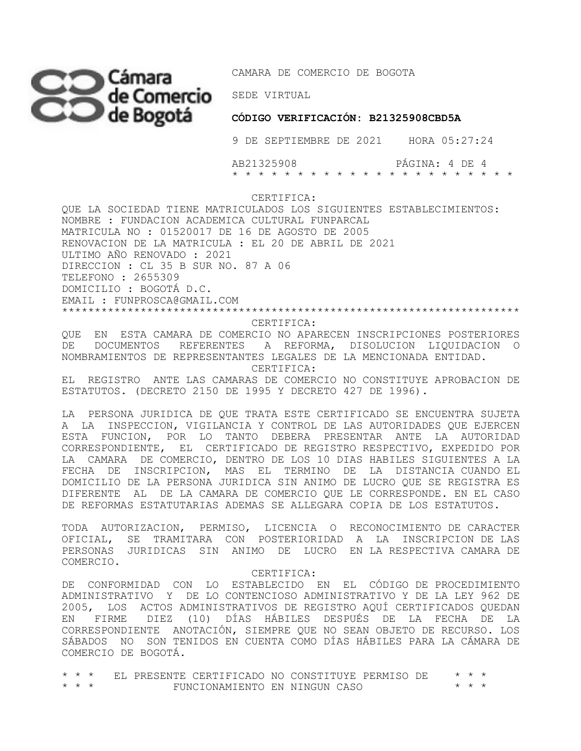CERTIFICA:

QUE LA SOCIEDAD TIENE MATRICULADOS LOS SIGUIENTES ESTABLECIMIENTOS:
NOMBRE : FUNDACION ACADEMICA CULTURAL FUNPARCAL
MATRICULA NO : 01520017 DE 16 DE AGOSTO DE 2005
RENOVACION DE LA MATRICULA : EL 20 DE ABRIL DE 2021
ULTIMO AÑO RENOVADO : 2021
DIRECCION : CL 35 B SUR NO. 87 A 06
TELEFONO : 2655309
DOMICILIO : BOGOTÁ D.C.
EMAIL : FUNPROSCA@GMAIL.COM

*****************************************************************

CERTIFICA:

QUE EN ESTA CAMARA DE COMERCIO NO APARECEN INSCRIPCIONES POSTERIORES DE DOCUMENTOS REFERENTES A REFORMA, DISOLUCION LIQUIDACION O NOMBRAMIENTOS DE REPRESENTANTES LEGALES DE LA MENCIONADA ENTIDAD.

CERTIFICA:

EL REGISTRO ANTE LAS CAMARAS DE COMERCIO NO CONSTITUYE APROBACION DE ESTATUTOS. (DECRETO 2150 DE 1995 Y DECRETO 427 DE 1996).

LA PERSONA JURIDICA DE QUE TRATA ESTE CERTIFICADO SE ENCUENTRA SUJETA A LA INSPECCION, VIGILANCIA Y CONTROL DE LAS AUTORIDADES QUE EJERCEN ESTA FUNCION, POR LO TANTO DEBERA PRESENTAR ANTE LA AUTORIDAD CORRESPONDIENTE, EL CERTIFICADO DE REGISTRO RESPECTIVO, EXPEDIDO POR LA CAMARA DE COMERCIO, DENTRO DE LOS 10 DIAS HABILES SIGUIENTES A LA FECHA DE INSCRIPCION, MAS EL TERMINO DE LA DISTANCIA CUANDO EL DOMICILIO DE LA PERSONA JURIDICA SIN ANIMO DE LUCRO QUE SE REGISTRA ES DIFERENTE AL DE LA CAMARA DE COMERCIO QUE LE CORRESPONDE. EN EL CASO DE REFORMAS ESTATUTARIAS ADEMAS SE ALLEGARA COPIA DE LOS ESTATUTOS.

TODA AUTORIZACION, PERMISO, LICENCIA O RECONOCIMIENTO DE CARACTER OFICIAL, SE TRAMITARA CON POSTERIORIDAD A LA INSCRIPCION DE LAS PERSONAS JURIDICAS SIN ANIMO DE LUCRO EN LA RESPECTIVA CAMARA DE COMERCIO.

CERTIFICA:

DE CONFORMIDAD CON LO ESTABLECIDO EN EL CÓDIGO DE PROCEDIMIENTO ADMINISTRATIVO Y DE LO CONTENCIOSO ADMINISTRATIVO Y DE LA LEY 962 DE 2005, LOS ACTOS ADMINISTRATIVOS DE REGISTRO AQUÍ CERTIFICADOS QUEDAN EN FIRME DIEZ (10) DÍAS HÁBILES DESPUÉS DE LA FECHA DE LA CORRESPONDIENTE ANOTACIÓN, SIEMPRE QUE NO SEAN OBJETO DE RECURSO. LOS SÁBADOS NO SON TENIDOS EN CUENTA COMO DÍAS HÁBILES PARA LA CÁMARA DE COMERCIO DE BOGOTÁ.

\* \* \* EL PRESENTE CERTIFICADO NO CONSTITUYE PERMISO DE \* \* \*
\* \* \* FUNCIONAMIENTO EN NINGUN CASO \* \* \*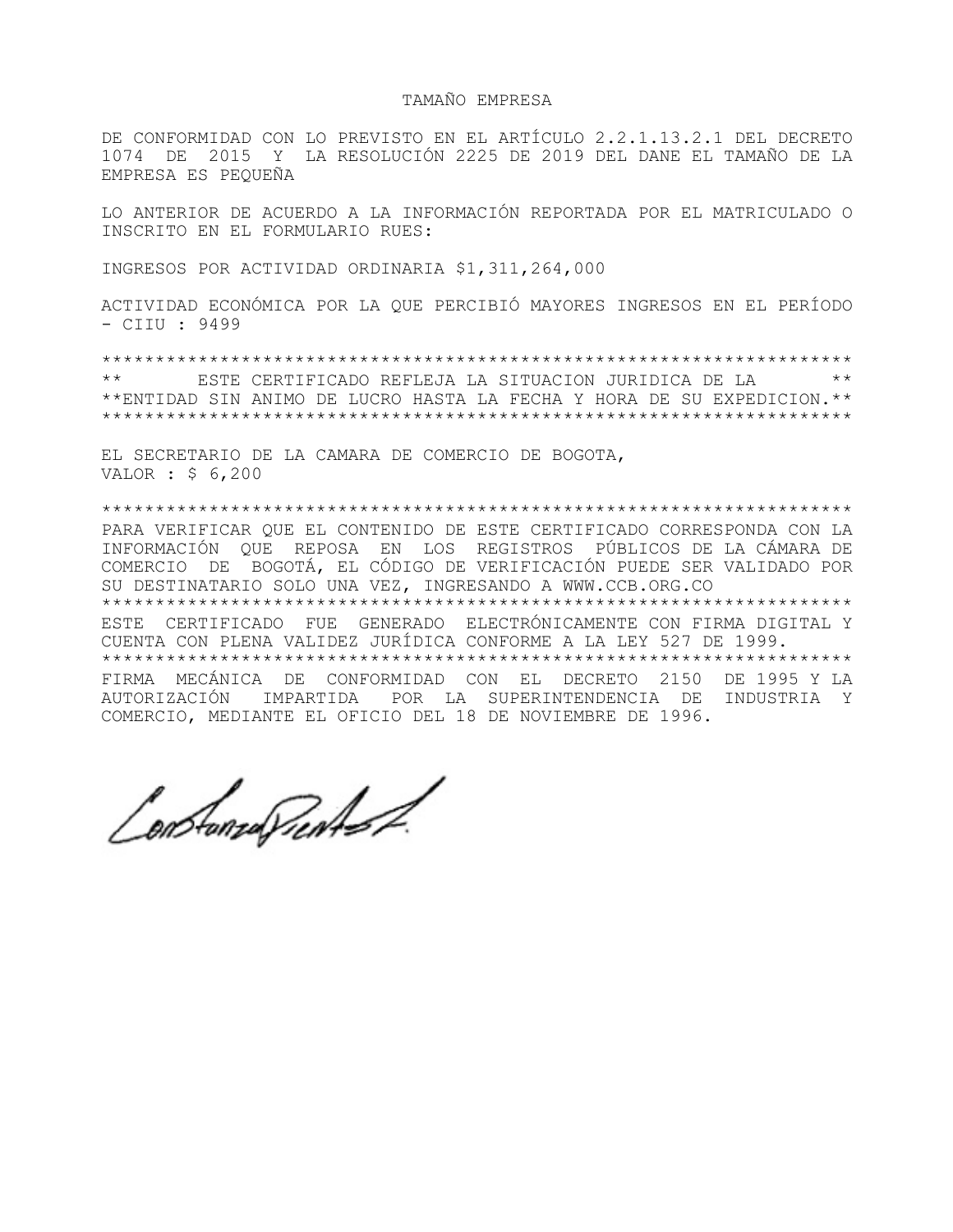TAMAÑO EMPRESA

DE CONFORMIDAD CON LO PREVISTO EN EL ARTÍCULO 2.2.1.13.2.1 DEL DECRETO 1074 DE 2015 Y LA RESOLUCIÓN 2225 DE 2019 DEL DANE EL TAMAÑO DE LA EMPRESA ES PEQUEÑA

LO ANTERIOR DE ACUERDO A LA INFORMACIÓN REPORTADA POR EL MATRICULADO O INSCRITO EN EL FORMULARIO RUES:

INGRESOS POR ACTIVIDAD ORDINARIA $1,311,264,000

ACTIVIDAD ECONÓMICA POR LA QUE PERCIBIÓ MAYORES INGRESOS EN EL PERÍODO - CIIU : 9499

\*\*\*\*\*\*\*\*\*\*\*\*\*\*\*\*\*\*\*\*\*\*\*\*\*\*\*\*\*\*\*\*\*\*\*\*\*\*\*\*\*\*\*\*\*\*\*\*\*\*\*\*\*\*\*\*\*\*\*\*\*\*\*\*\*\*\*\*\*\*
\*\* ESTE CERTIFICADO REFLEJA LA SITUACION JURIDICA DE LA \*\*
\*\*ENTIDAD SIN ANIMO DE LUCRO HASTA LA FECHA Y HORA DE SU EXPEDICION.\*\*
\*\*\*\*\*\*\*\*\*\*\*\*\*\*\*\*\*\*\*\*\*\*\*\*\*\*\*\*\*\*\*\*\*\*\*\*\*\*\*\*\*\*\*\*\*\*\*\*\*\*\*\*\*\*\*\*\*\*\*\*\*\*\*\*\*\*\*\*\*\*

EL SECRETARIO DE LA CAMARA DE COMERCIO DE BOGOTA,
VALOR : $ 6,200

\*\*\*\*\*\*\*\*\*\*\*\*\*\*\*\*\*\*\*\*\*\*\*\*\*\*\*\*\*\*\*\*\*\*\*\*\*\*\*\*\*\*\*\*\*\*\*\*\*\*\*\*\*\*\*\*\*\*\*\*\*\*\*\*\*\*\*\*\*\*
PARA VERIFICAR QUE EL CONTENIDO DE ESTE CERTIFICADO CORRESPONDA CON LA INFORMACIÓN QUE REPOSA EN LOS REGISTROS PÚBLICOS DE LA CÁMARA DE COMERCIO DE BOGOTÁ, EL CÓDIGO DE VERIFICACIÓN PUEDE SER VALIDADO POR SU DESTINATARIO SOLO UNA VEZ, INGRESANDO A WWW.CCB.ORG.CO
\*\*\*\*\*\*\*\*\*\*\*\*\*\*\*\*\*\*\*\*\*\*\*\*\*\*\*\*\*\*\*\*\*\*\*\*\*\*\*\*\*\*\*\*\*\*\*\*\*\*\*\*\*\*\*\*\*\*\*\*\*\*\*\*\*\*\*\*\*\*
ESTE CERTIFICADO FUE GENERADO ELECTRÓNICAMENTE CON FIRMA DIGITAL Y CUENTA CON PLENA VALIDEZ JURÍDICA CONFORME A LA LEY 527 DE 1999.
\*\*\*\*\*\*\*\*\*\*\*\*\*\*\*\*\*\*\*\*\*\*\*\*\*\*\*\*\*\*\*\*\*\*\*\*\*\*\*\*\*\*\*\*\*\*\*\*\*\*\*\*\*\*\*\*\*\*\*\*\*\*\*\*\*\*\*\*\*\*
FIRMA MECÁNICA DE CONFORMIDAD CON EL DECRETO 2150 DE 1995 Y LA AUTORIZACIÓN IMPARTIDA POR LA SUPERINTENDENCIA DE INDUSTRIA Y COMERCIO, MEDIANTE EL OFICIO DEL 18 DE NOVIEMBRE DE 1996.